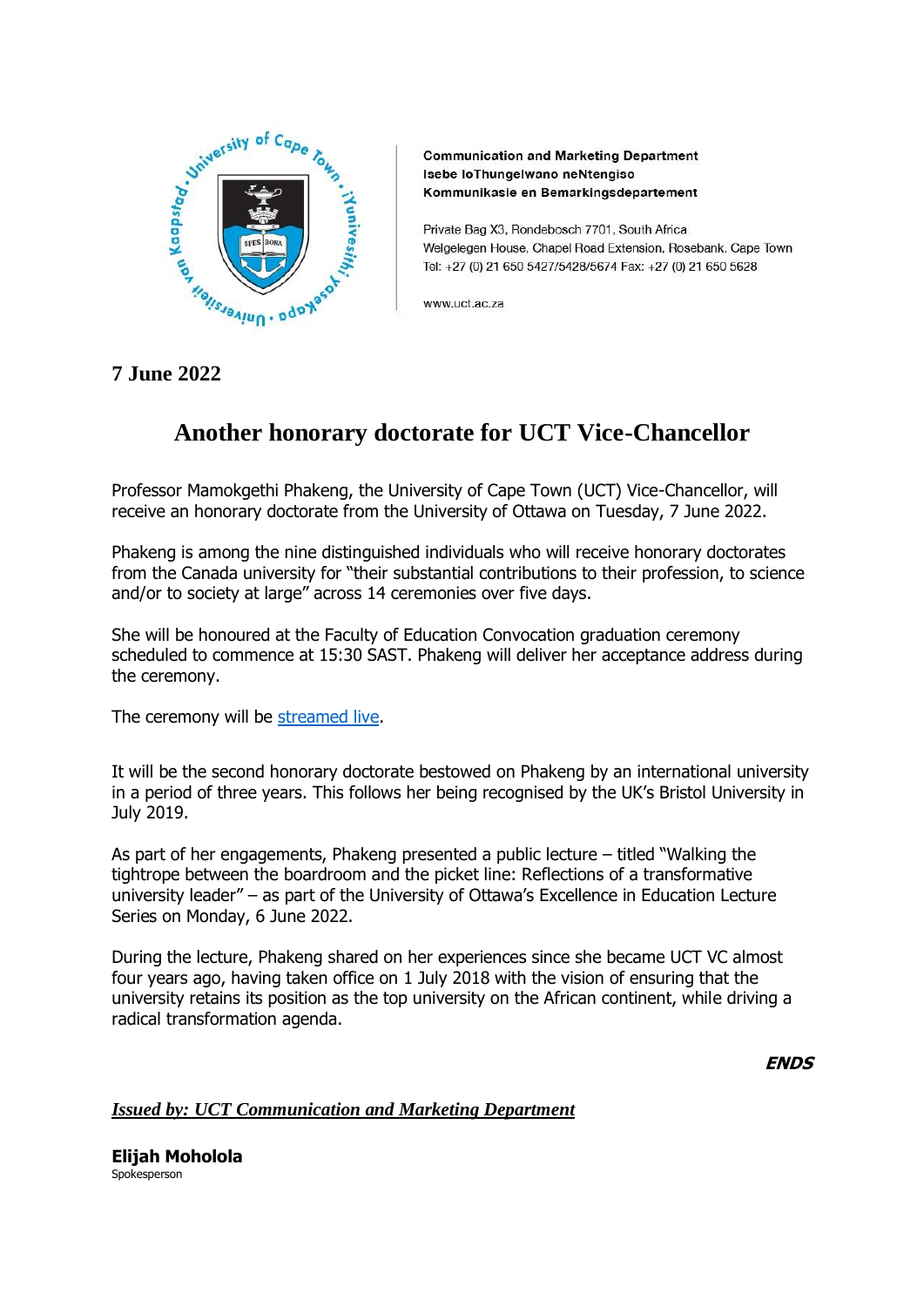**Communication and Marketing Department**
**Isebe loThungelwano neNtengiso**
**Kommunikasie en Bemarkingsdepartement**

Private Bag X3, Rondebosch 7701, South Africa
Welgelegen House, Chapel Road Extension, Rosebank, Cape Town
Tel: +27 (0) 21 650 5427/5428/5674 Fax: +27 (0) 21 650 5628

www.uct.ac.za

**7 June 2022**

# Another honorary doctorate for UCT Vice-Chancellor

Professor Mamokgethi Phakeng, the University of Cape Town (UCT) Vice-Chancellor, will receive an honorary doctorate from the University of Ottawa on Tuesday, 7 June 2022.

Phakeng is among the nine distinguished individuals who will receive honorary doctorates from the Canada university for "their substantial contributions to their profession, to science and/or to society at large" across 14 ceremonies over five days.

She will be honoured at the Faculty of Education Convocation graduation ceremony scheduled to commence at 15:30 SAST. Phakeng will deliver her acceptance address during the ceremony.

The ceremony will be streamed live.

It will be the second honorary doctorate bestowed on Phakeng by an international university in a period of three years. This follows her being recognised by the UK's Bristol University in July 2019.

As part of her engagements, Phakeng presented a public lecture – titled "Walking the tightrope between the boardroom and the picket line: Reflections of a transformative university leader" – as part of the University of Ottawa's Excellence in Education Lecture Series on Monday, 6 June 2022.

During the lecture, Phakeng shared on her experiences since she became UCT VC almost four years ago, having taken office on 1 July 2018 with the vision of ensuring that the university retains its position as the top university on the African continent, while driving a radical transformation agenda.

***ENDS***

***Issued by: UCT Communication and Marketing Department***

**Elijah Moholola**
Spokesperson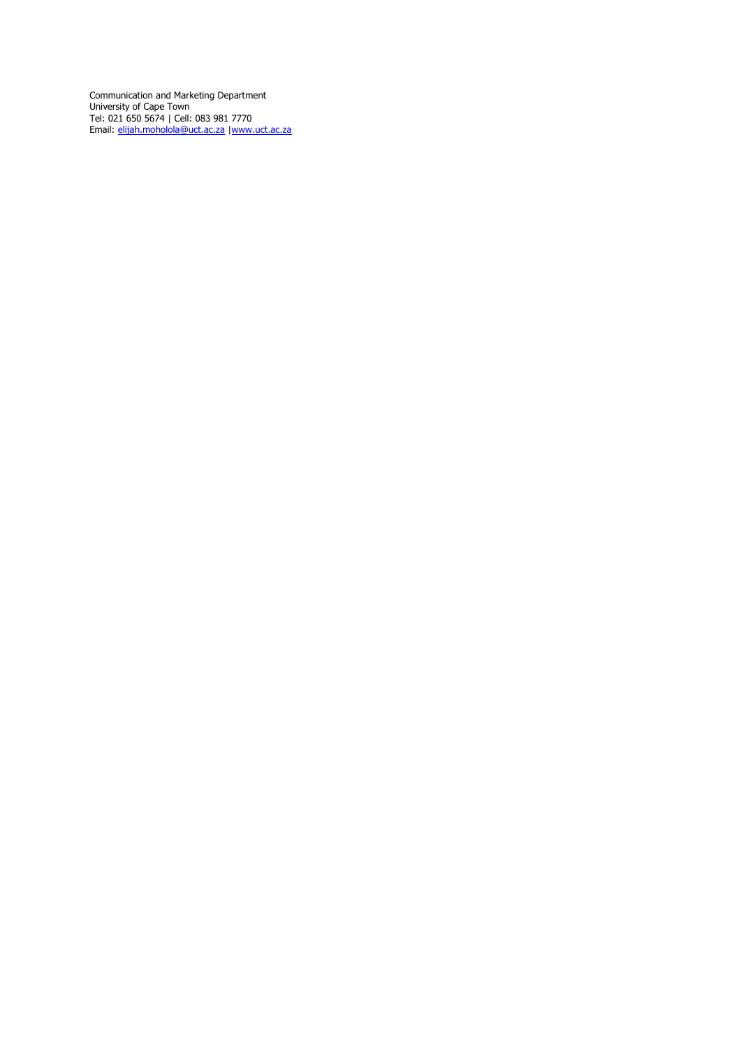Communication and Marketing Department
University of Cape Town
Tel: 021 650 5674 | Cell: 083 981 7770
Email: [elijah.moholola@uct.ac.za](mailto:elijah.moholola@uct.ac.za) |[www.uct.ac.za](http://www.uct.ac.za)